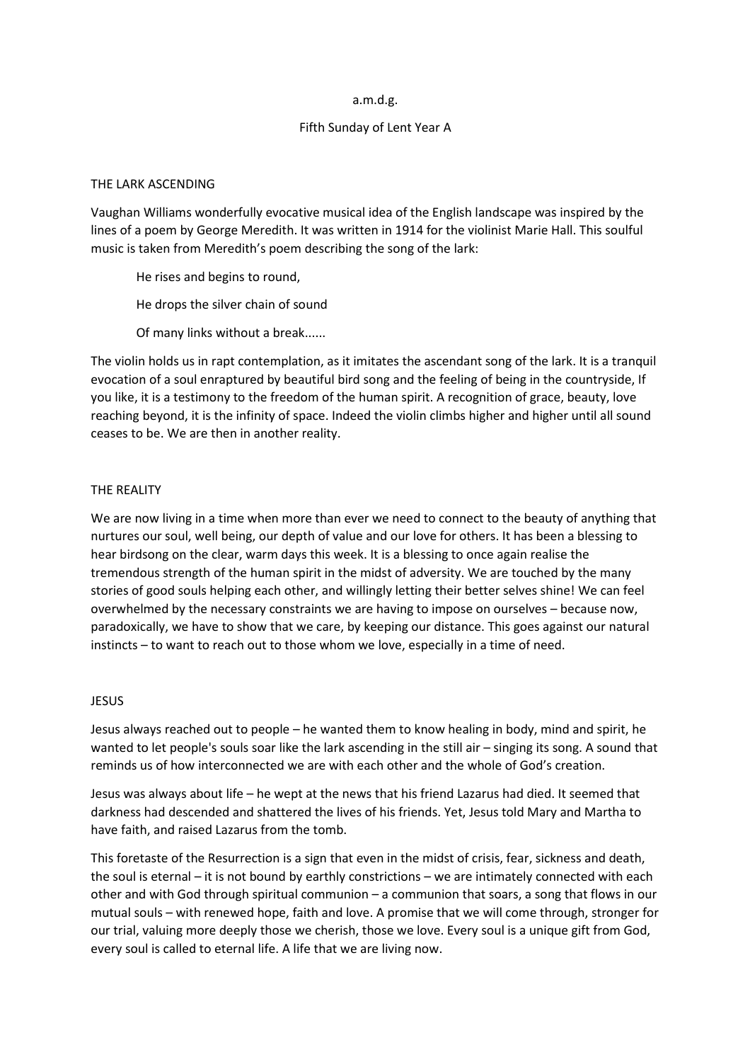a.m.d.g.

Fifth Sunday of Lent Year A

## THE LARK ASCENDING

Vaughan Williams wonderfully evocative musical idea of the English landscape was inspired by the lines of a poem by George Meredith. It was written in 1914 for the violinist Marie Hall. This soulful music is taken from Meredith's poem describing the song of the lark:

> He rises and begins to round,
>
> He drops the silver chain of sound
>
> Of many links without a break......

The violin holds us in rapt contemplation, as it imitates the ascendant song of the lark. It is a tranquil evocation of a soul enraptured by beautiful bird song and the feeling of being in the countryside, If you like, it is a testimony to the freedom of the human spirit. A recognition of grace, beauty, love reaching beyond, it is the infinity of space. Indeed the violin climbs higher and higher until all sound ceases to be. We are then in another reality.

## THE REALITY

We are now living in a time when more than ever we need to connect to the beauty of anything that nurtures our soul, well being, our depth of value and our love for others. It has been a blessing to hear birdsong on the clear, warm days this week. It is a blessing to once again realise the tremendous strength of the human spirit in the midst of adversity. We are touched by the many stories of good souls helping each other, and willingly letting their better selves shine! We can feel overwhelmed by the necessary constraints we are having to impose on ourselves – because now, paradoxically, we have to show that we care, by keeping our distance. This goes against our natural instincts – to want to reach out to those whom we love, especially in a time of need.

## JESUS

Jesus always reached out to people – he wanted them to know healing in body, mind and spirit, he wanted to let people's souls soar like the lark ascending in the still air – singing its song. A sound that reminds us of how interconnected we are with each other and the whole of God's creation.

Jesus was always about life – he wept at the news that his friend Lazarus had died. It seemed that darkness had descended and shattered the lives of his friends. Yet, Jesus told Mary and Martha to have faith, and raised Lazarus from the tomb.

This foretaste of the Resurrection is a sign that even in the midst of crisis, fear, sickness and death, the soul is eternal – it is not bound by earthly constrictions – we are intimately connected with each other and with God through spiritual communion – a communion that soars, a song that flows in our mutual souls – with renewed hope, faith and love. A promise that we will come through, stronger for our trial, valuing more deeply those we cherish, those we love. Every soul is a unique gift from God, every soul is called to eternal life. A life that we are living now.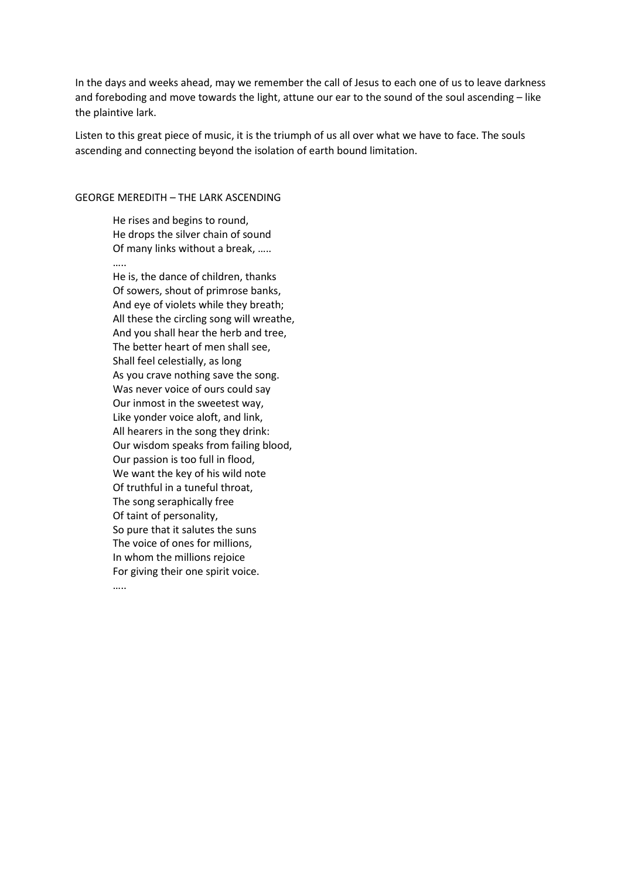In the days and weeks ahead, may we remember the call of Jesus to each one of us to leave darkness and foreboding and move towards the light, attune our ear to the sound of the soul ascending – like the plaintive lark.

Listen to this great piece of music, it is the triumph of us all over what we have to face. The souls ascending and connecting beyond the isolation of earth bound limitation.

GEORGE MEREDITH – THE LARK ASCENDING

> He rises and begins to round,
> He drops the silver chain of sound
> Of many links without a break, …..
> …..
> He is, the dance of children, thanks
> Of sowers, shout of primrose banks,
> And eye of violets while they breath;
> All these the circling song will wreathe,
> And you shall hear the herb and tree,
> The better heart of men shall see,
> Shall feel celestially, as long
> As you crave nothing save the song.
> Was never voice of ours could say
> Our inmost in the sweetest way,
> Like yonder voice aloft, and link,
> All hearers in the song they drink:
> Our wisdom speaks from failing blood,
> Our passion is too full in flood,
> We want the key of his wild note
> Of truthful in a tuneful throat,
> The song seraphically free
> Of taint of personality,
> So pure that it salutes the suns
> The voice of ones for millions,
> In whom the millions rejoice
> For giving their one spirit voice.
> …..